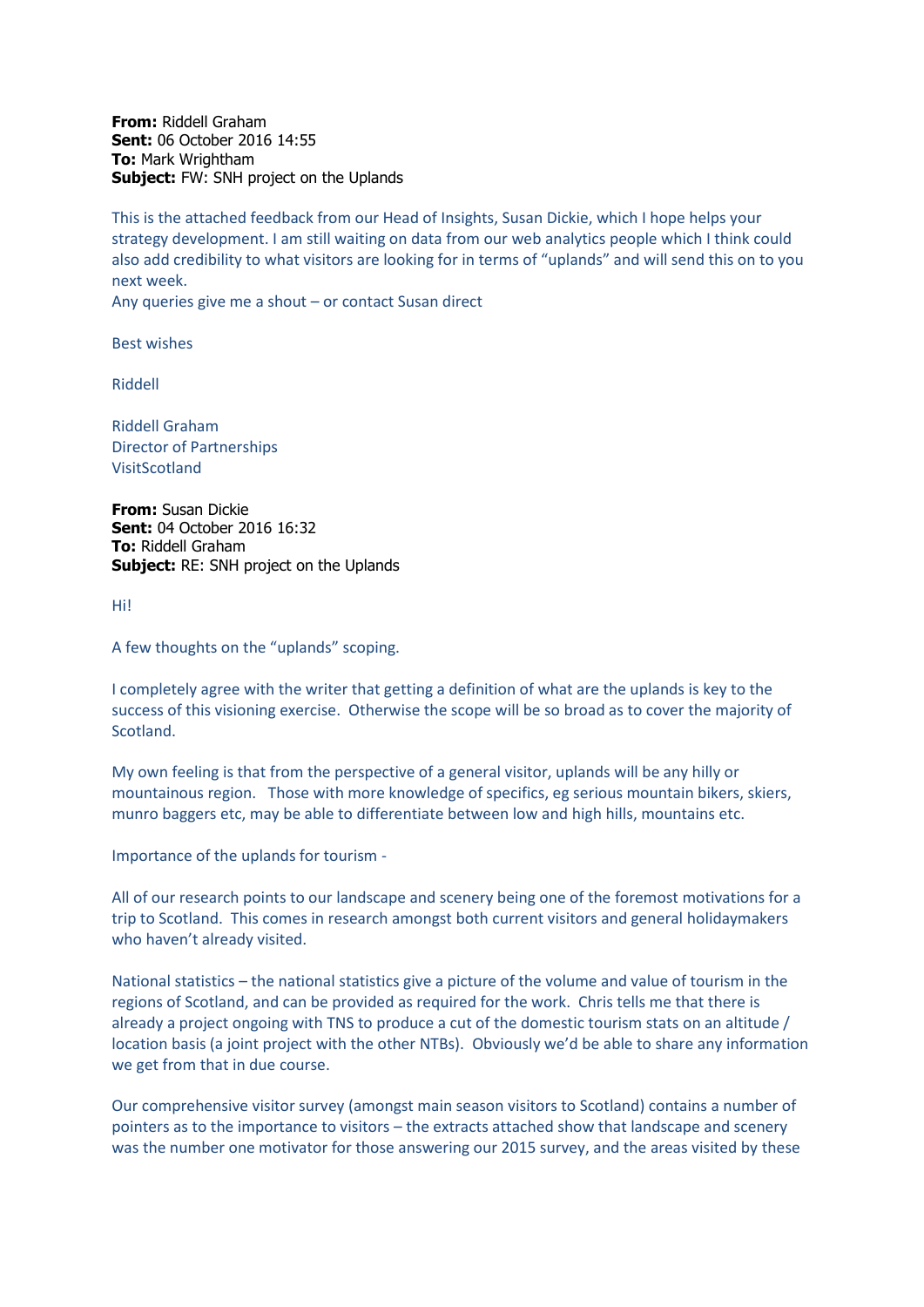**From:** Riddell Graham
**Sent:** 06 October 2016 14:55
**To:** Mark Wrightham
**Subject:** FW: SNH project on the Uplands

This is the attached feedback from our Head of Insights, Susan Dickie, which I hope helps your strategy development. I am still waiting on data from our web analytics people which I think could also add credibility to what visitors are looking for in terms of "uplands" and will send this on to you next week.
Any queries give me a shout – or contact Susan direct

Best wishes

Riddell

Riddell Graham
Director of Partnerships
VisitScotland

**From:** Susan Dickie
**Sent:** 04 October 2016 16:32
**To:** Riddell Graham
**Subject:** RE: SNH project on the Uplands

Hi!

A few thoughts on the "uplands" scoping.

I completely agree with the writer that getting a definition of what are the uplands is key to the success of this visioning exercise. Otherwise the scope will be so broad as to cover the majority of Scotland.

My own feeling is that from the perspective of a general visitor, uplands will be any hilly or mountainous region. Those with more knowledge of specifics, eg serious mountain bikers, skiers, munro baggers etc, may be able to differentiate between low and high hills, mountains etc.

Importance of the uplands for tourism -

All of our research points to our landscape and scenery being one of the foremost motivations for a trip to Scotland. This comes in research amongst both current visitors and general holidaymakers who haven't already visited.

National statistics – the national statistics give a picture of the volume and value of tourism in the regions of Scotland, and can be provided as required for the work. Chris tells me that there is already a project ongoing with TNS to produce a cut of the domestic tourism stats on an altitude / location basis (a joint project with the other NTBs). Obviously we'd be able to share any information we get from that in due course.

Our comprehensive visitor survey (amongst main season visitors to Scotland) contains a number of pointers as to the importance to visitors – the extracts attached show that landscape and scenery was the number one motivator for those answering our 2015 survey, and the areas visited by these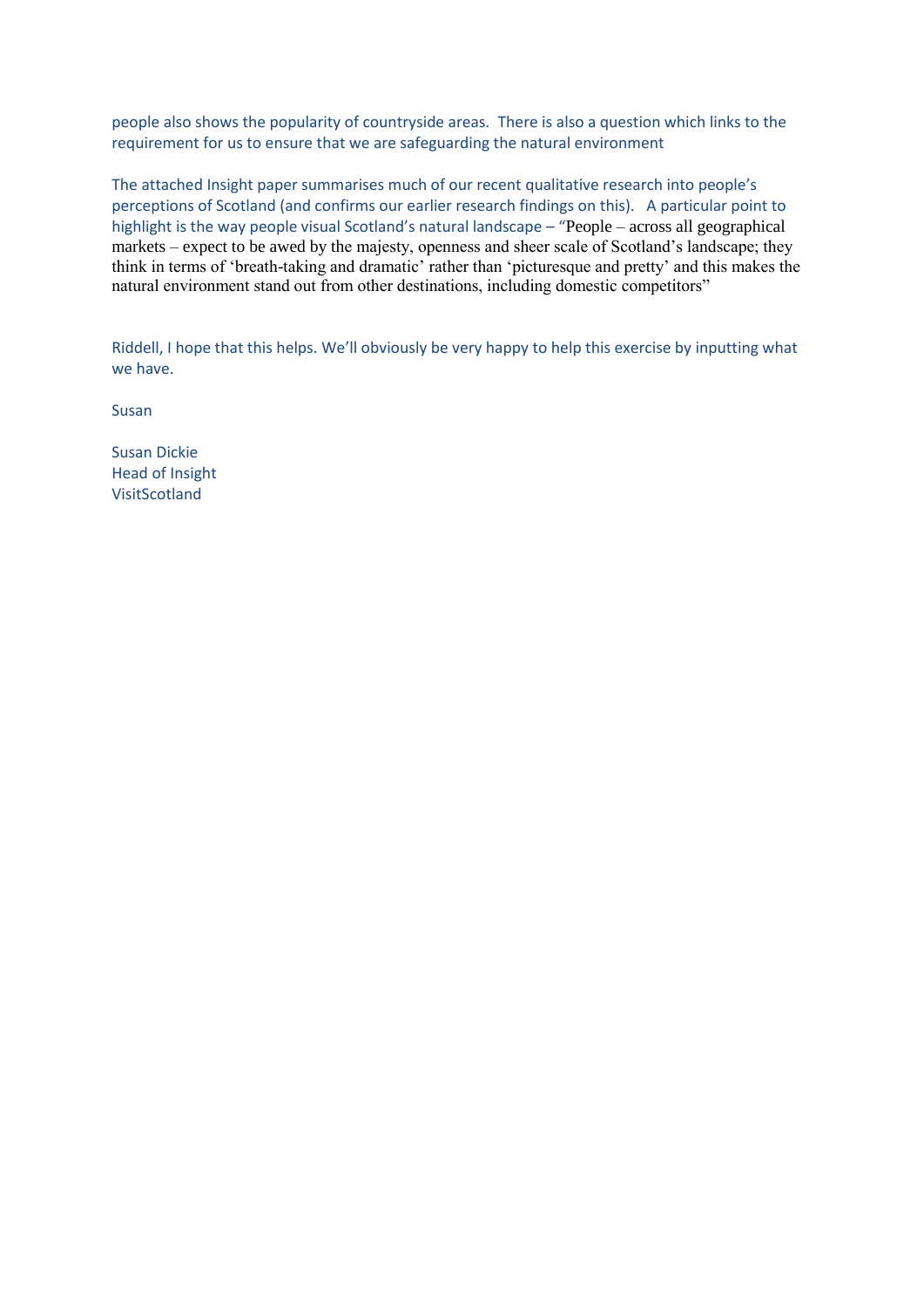people also shows the popularity of countryside areas. There is also a question which links to the requirement for us to ensure that we are safeguarding the natural environment

The attached Insight paper summarises much of our recent qualitative research into people's perceptions of Scotland (and confirms our earlier research findings on this). A particular point to highlight is the way people visual Scotland's natural landscape – "People – across all geographical markets – expect to be awed by the majesty, openness and sheer scale of Scotland's landscape; they think in terms of 'breath-taking and dramatic' rather than 'picturesque and pretty' and this makes the natural environment stand out from other destinations, including domestic competitors"

Riddell, I hope that this helps. We'll obviously be very happy to help this exercise by inputting what we have.

Susan

Susan Dickie
Head of Insight
VisitScotland